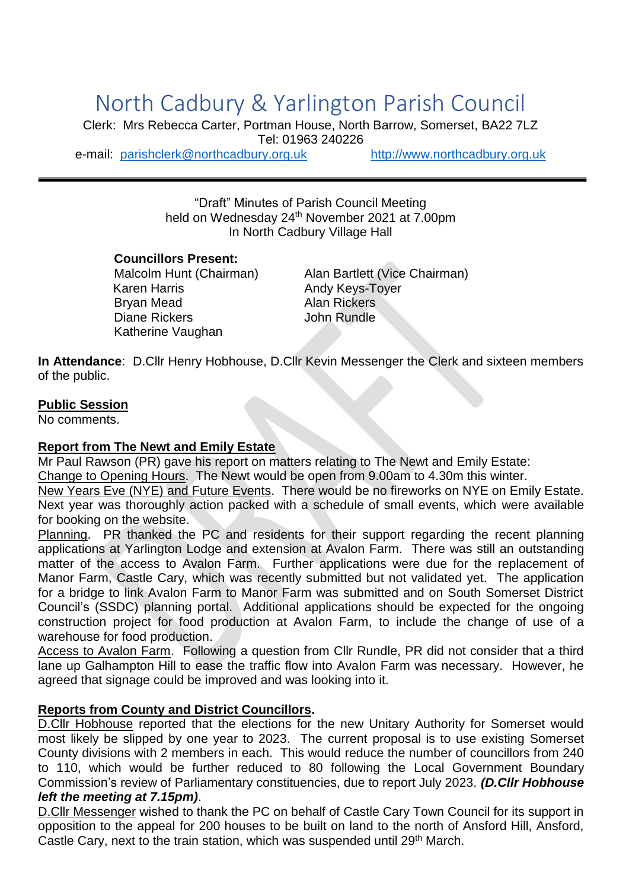# North Cadbury & Yarlington Parish Council

Clerk: Mrs Rebecca Carter, Portman House, North Barrow, Somerset, BA22 7LZ
Tel: 01963 240226
e-mail: parishclerk@northcadbury.org.uk http://www.northcadbury.org.uk

---

"Draft" Minutes of Parish Council Meeting
held on Wednesday 24th November 2021 at 7.00pm
In North Cadbury Village Hall

**Councillors Present:**

Malcolm Hunt (Chairman)
Alan Bartlett (Vice Chairman)
Karen Harris
Andy Keys-Toyer
Bryan Mead
Alan Rickers
Diane Rickers
John Rundle
Katherine Vaughan

**In Attendance**: D.Cllr Henry Hobhouse, D.Cllr Kevin Messenger the Clerk and sixteen members of the public.

**Public Session**

No comments.

**Report from The Newt and Emily Estate**

Mr Paul Rawson (PR) gave his report on matters relating to The Newt and Emily Estate:

Change to Opening Hours. The Newt would be open from 9.00am to 4.30m this winter.

New Years Eve (NYE) and Future Events. There would be no fireworks on NYE on Emily Estate. Next year was thoroughly action packed with a schedule of small events, which were available for booking on the website.

Planning. PR thanked the PC and residents for their support regarding the recent planning applications at Yarlington Lodge and extension at Avalon Farm. There was still an outstanding matter of the access to Avalon Farm. Further applications were due for the replacement of Manor Farm, Castle Cary, which was recently submitted but not validated yet. The application for a bridge to link Avalon Farm to Manor Farm was submitted and on South Somerset District Council's (SSDC) planning portal. Additional applications should be expected for the ongoing construction project for food production at Avalon Farm, to include the change of use of a warehouse for food production.

Access to Avalon Farm. Following a question from Cllr Rundle, PR did not consider that a third lane up Galhampton Hill to ease the traffic flow into Avalon Farm was necessary. However, he agreed that signage could be improved and was looking into it.

**Reports from County and District Councillors.**

D.Cllr Hobhouse reported that the elections for the new Unitary Authority for Somerset would most likely be slipped by one year to 2023. The current proposal is to use existing Somerset County divisions with 2 members in each. This would reduce the number of councillors from 240 to 110, which would be further reduced to 80 following the Local Government Boundary Commission's review of Parliamentary constituencies, due to report July 2023. ***(D.Cllr Hobhouse left the meeting at 7.15pm)***.

D.Cllr Messenger wished to thank the PC on behalf of Castle Cary Town Council for its support in opposition to the appeal for 200 houses to be built on land to the north of Ansford Hill, Ansford, Castle Cary, next to the train station, which was suspended until 29th March.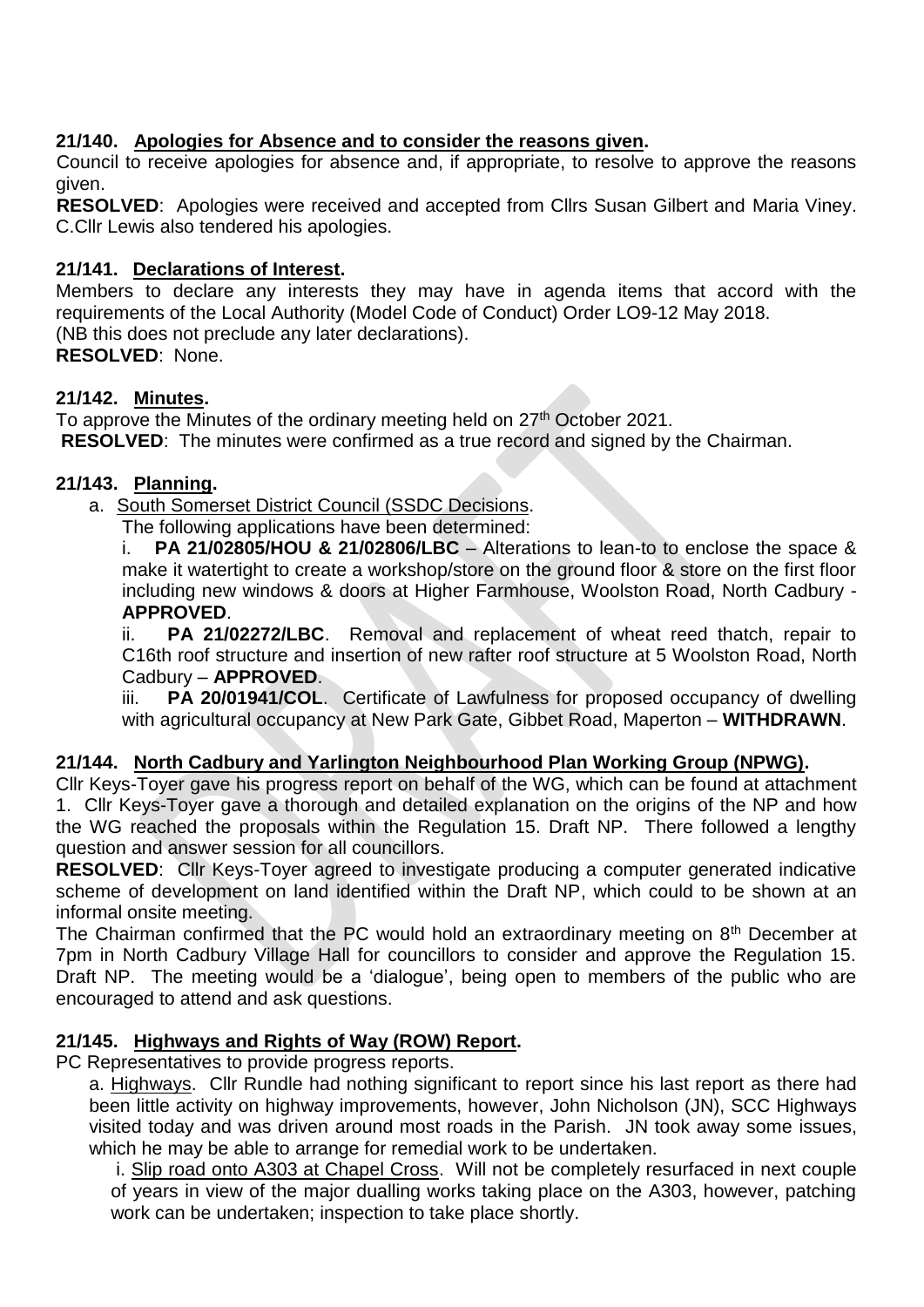**21/140. Apologies for Absence and to consider the reasons given.**

Council to receive apologies for absence and, if appropriate, to resolve to approve the reasons given.

**RESOLVED**: Apologies were received and accepted from Cllrs Susan Gilbert and Maria Viney. C.Cllr Lewis also tendered his apologies.

**21/141. Declarations of Interest.**

Members to declare any interests they may have in agenda items that accord with the requirements of the Local Authority (Model Code of Conduct) Order LO9-12 May 2018.
(NB this does not preclude any later declarations).

**RESOLVED**: None.

**21/142. Minutes.**

To approve the Minutes of the ordinary meeting held on 27th October 2021.

**RESOLVED**: The minutes were confirmed as a true record and signed by the Chairman.

**21/143. Planning.**

a. South Somerset District Council (SSDC Decisions.

The following applications have been determined:

i. **PA 21/02805/HOU & 21/02806/LBC** – Alterations to lean-to to enclose the space & make it watertight to create a workshop/store on the ground floor & store on the first floor including new windows & doors at Higher Farmhouse, Woolston Road, North Cadbury - **APPROVED**.

ii. **PA 21/02272/LBC**. Removal and replacement of wheat reed thatch, repair to C16th roof structure and insertion of new rafter roof structure at 5 Woolston Road, North Cadbury – **APPROVED**.

iii. **PA 20/01941/COL**. Certificate of Lawfulness for proposed occupancy of dwelling with agricultural occupancy at New Park Gate, Gibbet Road, Maperton – **WITHDRAWN**.

**21/144. North Cadbury and Yarlington Neighbourhood Plan Working Group (NPWG).**

Cllr Keys-Toyer gave his progress report on behalf of the WG, which can be found at attachment 1. Cllr Keys-Toyer gave a thorough and detailed explanation on the origins of the NP and how the WG reached the proposals within the Regulation 15. Draft NP. There followed a lengthy question and answer session for all councillors.

**RESOLVED**: Cllr Keys-Toyer agreed to investigate producing a computer generated indicative scheme of development on land identified within the Draft NP, which could to be shown at an informal onsite meeting.

The Chairman confirmed that the PC would hold an extraordinary meeting on 8th December at 7pm in North Cadbury Village Hall for councillors to consider and approve the Regulation 15. Draft NP. The meeting would be a 'dialogue', being open to members of the public who are encouraged to attend and ask questions.

**21/145. Highways and Rights of Way (ROW) Report.**

PC Representatives to provide progress reports.

a. Highways. Cllr Rundle had nothing significant to report since his last report as there had been little activity on highway improvements, however, John Nicholson (JN), SCC Highways visited today and was driven around most roads in the Parish. JN took away some issues, which he may be able to arrange for remedial work to be undertaken.

i. Slip road onto A303 at Chapel Cross. Will not be completely resurfaced in next couple of years in view of the major dualling works taking place on the A303, however, patching work can be undertaken; inspection to take place shortly.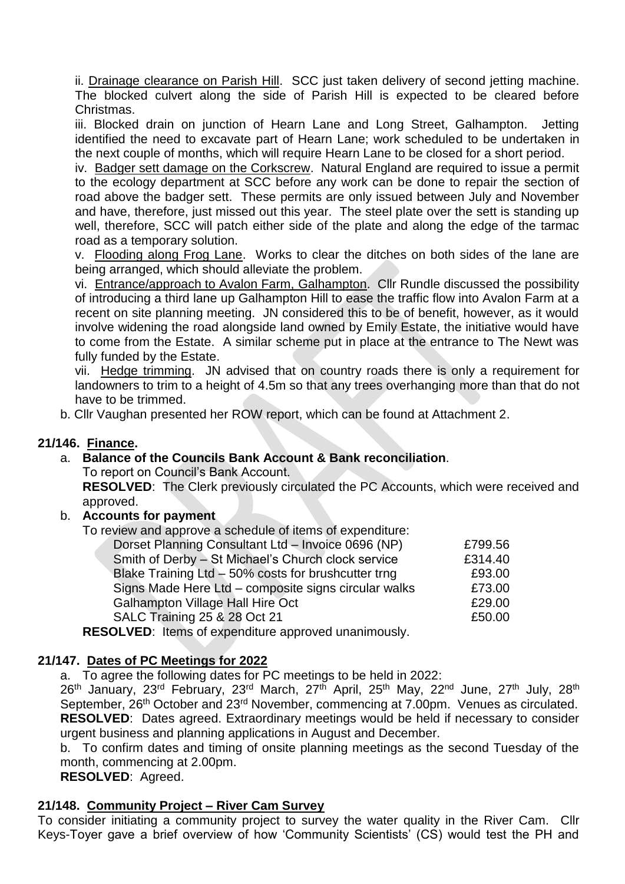ii. Drainage clearance on Parish Hill. SCC just taken delivery of second jetting machine. The blocked culvert along the side of Parish Hill is expected to be cleared before Christmas.

iii. Blocked drain on junction of Hearn Lane and Long Street, Galhampton. Jetting identified the need to excavate part of Hearn Lane; work scheduled to be undertaken in the next couple of months, which will require Hearn Lane to be closed for a short period.

iv. Badger sett damage on the Corkscrew. Natural England are required to issue a permit to the ecology department at SCC before any work can be done to repair the section of road above the badger sett. These permits are only issued between July and November and have, therefore, just missed out this year. The steel plate over the sett is standing up well, therefore, SCC will patch either side of the plate and along the edge of the tarmac road as a temporary solution.

v. Flooding along Frog Lane. Works to clear the ditches on both sides of the lane are being arranged, which should alleviate the problem.

vi. Entrance/approach to Avalon Farm, Galhampton. Cllr Rundle discussed the possibility of introducing a third lane up Galhampton Hill to ease the traffic flow into Avalon Farm at a recent on site planning meeting. JN considered this to be of benefit, however, as it would involve widening the road alongside land owned by Emily Estate, the initiative would have to come from the Estate. A similar scheme put in place at the entrance to The Newt was fully funded by the Estate.

vii. Hedge trimming. JN advised that on country roads there is only a requirement for landowners to trim to a height of 4.5m so that any trees overhanging more than that do not have to be trimmed.

b. Cllr Vaughan presented her ROW report, which can be found at Attachment 2.

## 21/146. Finance.

a. **Balance of the Councils Bank Account & Bank reconciliation**.
To report on Council's Bank Account.
**RESOLVED**: The Clerk previously circulated the PC Accounts, which were received and approved.

b. **Accounts for payment**
To review and approve a schedule of items of expenditure:

| | |
|---|---|
| Dorset Planning Consultant Ltd – Invoice 0696 (NP) | £799.56 |
| Smith of Derby – St Michael's Church clock service | £314.40 |
| Blake Training Ltd – 50% costs for brushcutter trng | £93.00 |
| Signs Made Here Ltd – composite signs circular walks | £73.00 |
| Galhampton Village Hall Hire Oct | £29.00 |
| SALC Training 25 & 28 Oct 21 | £50.00 |

**RESOLVED**: Items of expenditure approved unanimously.

## 21/147. Dates of PC Meetings for 2022

a. To agree the following dates for PC meetings to be held in 2022:
26th January, 23rd February, 23rd March, 27th April, 25th May, 22nd June, 27th July, 28th September, 26th October and 23rd November, commencing at 7.00pm. Venues as circulated.
**RESOLVED**: Dates agreed. Extraordinary meetings would be held if necessary to consider urgent business and planning applications in August and December.

b. To confirm dates and timing of onsite planning meetings as the second Tuesday of the month, commencing at 2.00pm.
**RESOLVED**: Agreed.

## 21/148. Community Project – River Cam Survey

To consider initiating a community project to survey the water quality in the River Cam. Cllr Keys-Toyer gave a brief overview of how 'Community Scientists' (CS) would test the PH and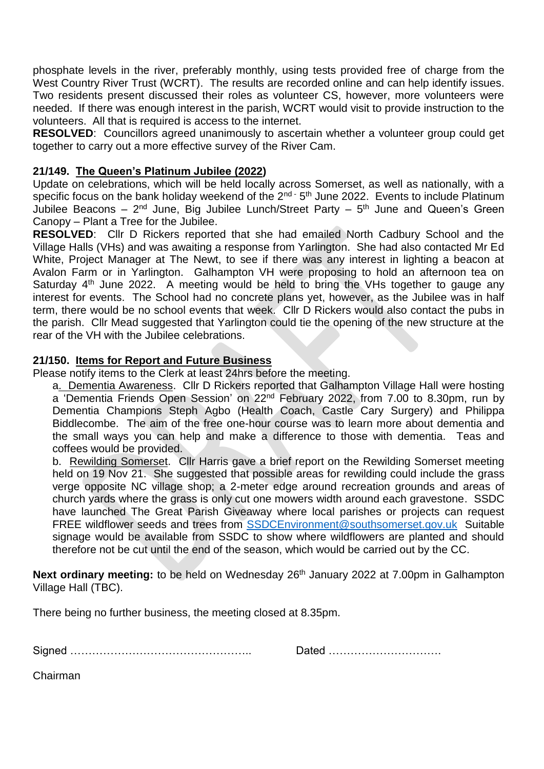phosphate levels in the river, preferably monthly, using tests provided free of charge from the West Country River Trust (WCRT). The results are recorded online and can help identify issues. Two residents present discussed their roles as volunteer CS, however, more volunteers were needed. If there was enough interest in the parish, WCRT would visit to provide instruction to the volunteers. All that is required is access to the internet.

**RESOLVED**: Councillors agreed unanimously to ascertain whether a volunteer group could get together to carry out a more effective survey of the River Cam.

**21/149. The Queen's Platinum Jubilee (2022)**

Update on celebrations, which will be held locally across Somerset, as well as nationally, with a specific focus on the bank holiday weekend of the 2nd - 5th June 2022. Events to include Platinum Jubilee Beacons – 2nd June, Big Jubilee Lunch/Street Party – 5th June and Queen's Green Canopy – Plant a Tree for the Jubilee.

**RESOLVED**: Cllr D Rickers reported that she had emailed North Cadbury School and the Village Halls (VHs) and was awaiting a response from Yarlington. She had also contacted Mr Ed White, Project Manager at The Newt, to see if there was any interest in lighting a beacon at Avalon Farm or in Yarlington. Galhampton VH were proposing to hold an afternoon tea on Saturday 4th June 2022. A meeting would be held to bring the VHs together to gauge any interest for events. The School had no concrete plans yet, however, as the Jubilee was in half term, there would be no school events that week. Cllr D Rickers would also contact the pubs in the parish. Cllr Mead suggested that Yarlington could tie the opening of the new structure at the rear of the VH with the Jubilee celebrations.

**21/150. Items for Report and Future Business**

Please notify items to the Clerk at least 24hrs before the meeting.

a. Dementia Awareness. Cllr D Rickers reported that Galhampton Village Hall were hosting a 'Dementia Friends Open Session' on 22nd February 2022, from 7.00 to 8.30pm, run by Dementia Champions Steph Agbo (Health Coach, Castle Cary Surgery) and Philippa Biddlecombe. The aim of the free one-hour course was to learn more about dementia and the small ways you can help and make a difference to those with dementia. Teas and coffees would be provided.

b. Rewilding Somerset. Cllr Harris gave a brief report on the Rewilding Somerset meeting held on 19 Nov 21. She suggested that possible areas for rewilding could include the grass verge opposite NC village shop; a 2-meter edge around recreation grounds and areas of church yards where the grass is only cut one mowers width around each gravestone. SSDC have launched The Great Parish Giveaway where local parishes or projects can request FREE wildflower seeds and trees from SSDCEnvironment@southsomerset.gov.uk Suitable signage would be available from SSDC to show where wildflowers are planted and should therefore not be cut until the end of the season, which would be carried out by the CC.

**Next ordinary meeting:** to be held on Wednesday 26th January 2022 at 7.00pm in Galhampton Village Hall (TBC).

There being no further business, the meeting closed at 8.35pm.

Signed ………………………………………….. Dated ………………………….

Chairman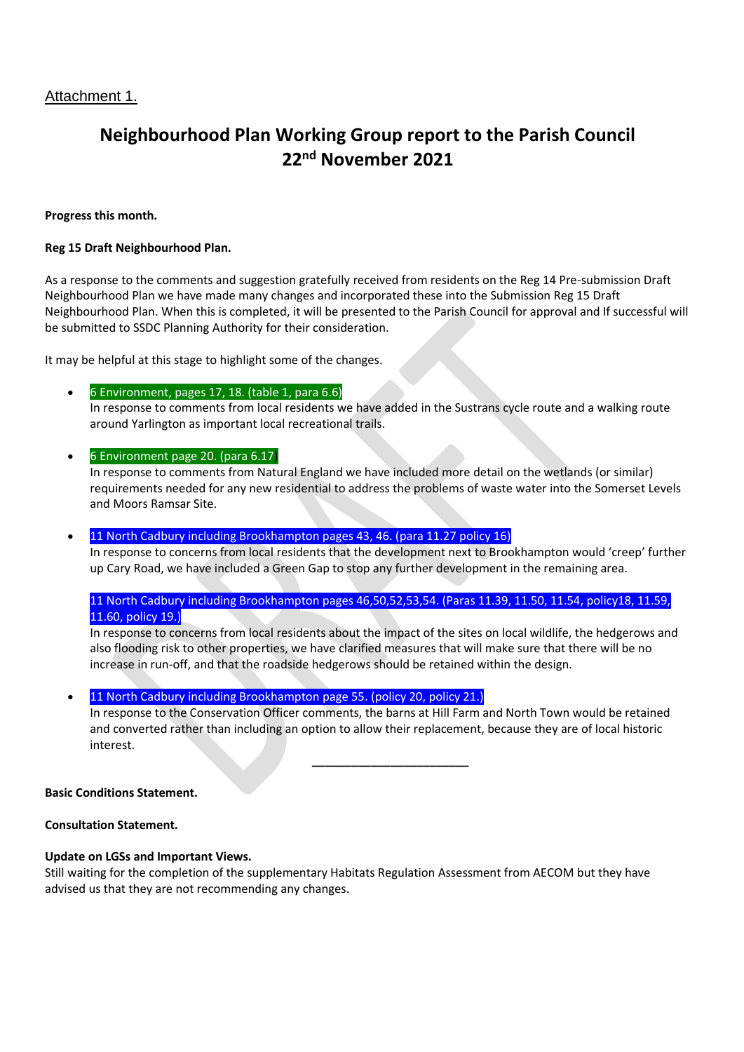Attachment 1.

# Neighbourhood Plan Working Group report to the Parish Council 22nd November 2021

**Progress this month.**

**Reg 15 Draft Neighbourhood Plan.**

As a response to the comments and suggestion gratefully received from residents on the Reg 14 Pre-submission Draft Neighbourhood Plan we have made many changes and incorporated these into the Submission Reg 15 Draft Neighbourhood Plan. When this is completed, it will be presented to the Parish Council for approval and If successful will be submitted to SSDC Planning Authority for their consideration.

It may be helpful at this stage to highlight some of the changes.

- 6 Environment, pages 17, 18. (table 1, para 6.6)
  In response to comments from local residents we have added in the Sustrans cycle route and a walking route around Yarlington as important local recreational trails.

- 6 Environment page 20. (para 6.17)
  In response to comments from Natural England we have included more detail on the wetlands (or similar) requirements needed for any new residential to address the problems of waste water into the Somerset Levels and Moors Ramsar Site.

- 11 North Cadbury including Brookhampton pages 43, 46. (para 11.27 policy 16)
  In response to concerns from local residents that the development next to Brookhampton would 'creep' further up Cary Road, we have included a Green Gap to stop any further development in the remaining area.

  11 North Cadbury including Brookhampton pages 46,50,52,53,54. (Paras 11.39, 11.50, 11.54, policy18, 11.59, 11.60, policy 19.)
  In response to concerns from local residents about the impact of the sites on local wildlife, the hedgerows and also flooding risk to other properties, we have clarified measures that will make sure that there will be no increase in run-off, and that the roadside hedgerows should be retained within the design.

- 11 North Cadbury including Brookhampton page 55. (policy 20, policy 21.)
  In response to the Conservation Officer comments, the barns at Hill Farm and North Town would be retained and converted rather than including an option to allow their replacement, because they are of local historic interest.

---

**Basic Conditions Statement.**

**Consultation Statement.**

**Update on LGSs and Important Views.**
Still waiting for the completion of the supplementary Habitats Regulation Assessment from AECOM but they have advised us that they are not recommending any changes.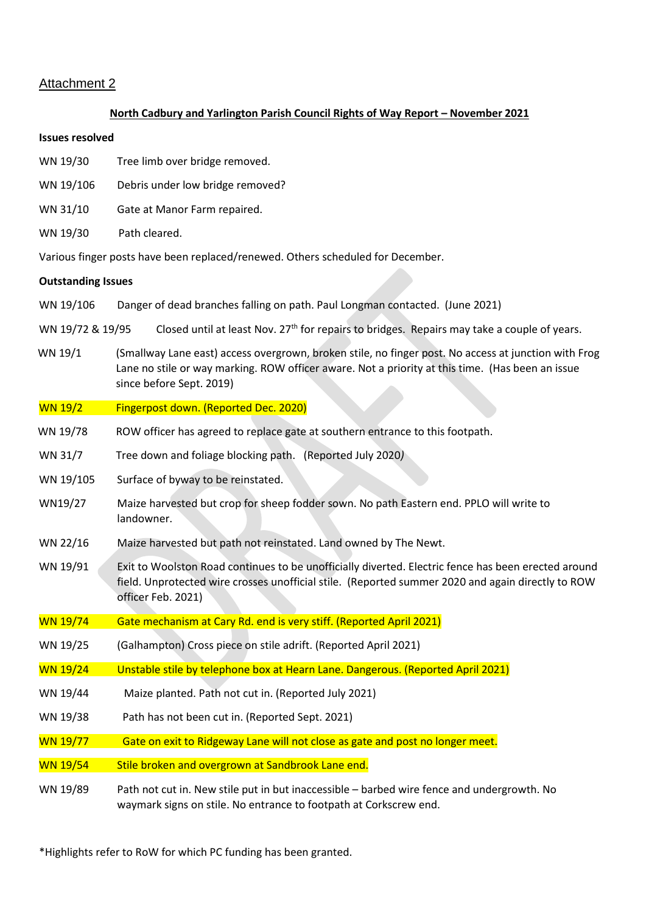Attachment 2

**North Cadbury and Yarlington Parish Council Rights of Way Report – November 2021**

**Issues resolved**

WN 19/30 Tree limb over bridge removed.

WN 19/106 Debris under low bridge removed?

WN 31/10 Gate at Manor Farm repaired.

WN 19/30 Path cleared.

Various finger posts have been replaced/renewed. Others scheduled for December.

**Outstanding Issues**

WN 19/106 Danger of dead branches falling on path. Paul Longman contacted. (June 2021)

WN 19/72 & 19/95 Closed until at least Nov. 27th for repairs to bridges. Repairs may take a couple of years.

WN 19/1 (Smallway Lane east) access overgrown, broken stile, no finger post. No access at junction with Frog Lane no stile or way marking. ROW officer aware. Not a priority at this time. (Has been an issue since before Sept. 2019)

WN 19/2 Fingerpost down. (Reported Dec. 2020)

WN 19/78 ROW officer has agreed to replace gate at southern entrance to this footpath.

WN 31/7 Tree down and foliage blocking path. (Reported July 2020)

WN 19/105 Surface of byway to be reinstated.

WN19/27 Maize harvested but crop for sheep fodder sown. No path Eastern end. PPLO will write to landowner.

WN 22/16 Maize harvested but path not reinstated. Land owned by The Newt.

WN 19/91 Exit to Woolston Road continues to be unofficially diverted. Electric fence has been erected around field. Unprotected wire crosses unofficial stile. (Reported summer 2020 and again directly to ROW officer Feb. 2021)

WN 19/74 Gate mechanism at Cary Rd. end is very stiff. (Reported April 2021)

WN 19/25 (Galhampton) Cross piece on stile adrift. (Reported April 2021)

WN 19/24 Unstable stile by telephone box at Hearn Lane. Dangerous. (Reported April 2021)

WN 19/44 Maize planted. Path not cut in. (Reported July 2021)

WN 19/38 Path has not been cut in. (Reported Sept. 2021)

WN 19/77 Gate on exit to Ridgeway Lane will not close as gate and post no longer meet.

WN 19/54 Stile broken and overgrown at Sandbrook Lane end.

WN 19/89 Path not cut in. New stile put in but inaccessible – barbed wire fence and undergrowth. No waymark signs on stile. No entrance to footpath at Corkscrew end.

*Highlights refer to RoW for which PC funding has been granted.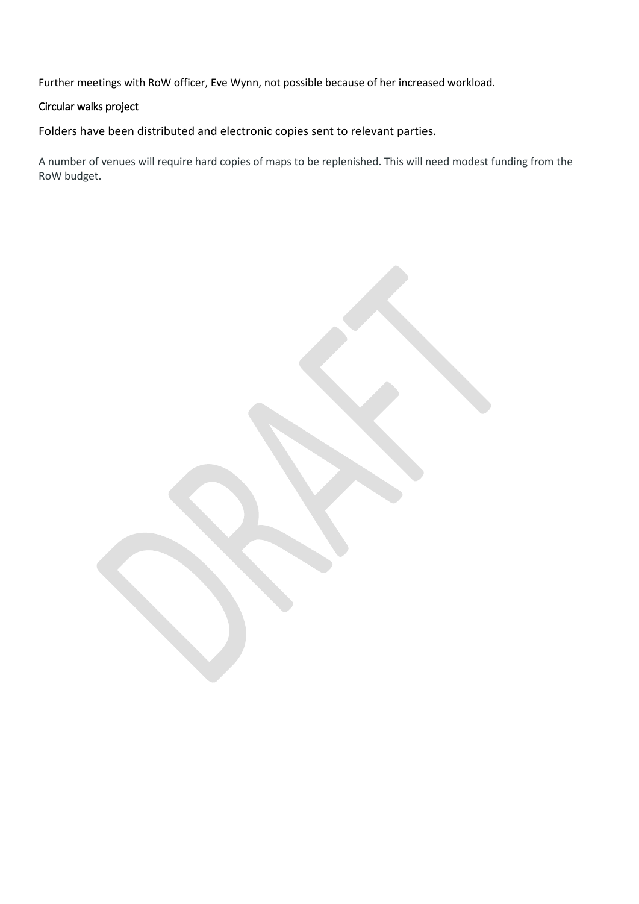Further meetings with RoW officer, Eve Wynn, not possible because of her increased workload.

### Circular walks project

Folders have been distributed and electronic copies sent to relevant parties.

A number of venues will require hard copies of maps to be replenished. This will need modest funding from the RoW budget.